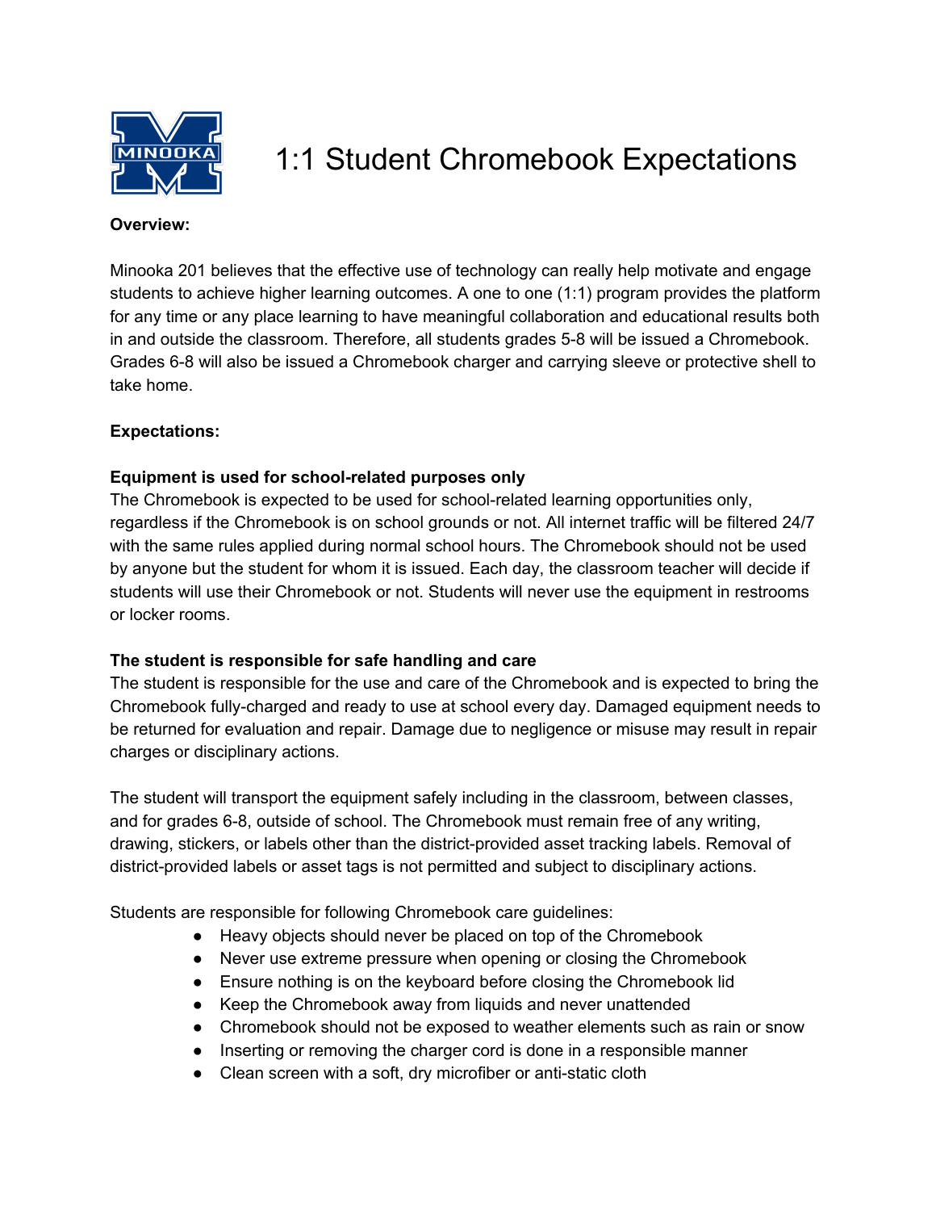# 1:1 Student Chromebook Expectations

**Overview:**

Minooka 201 believes that the effective use of technology can really help motivate and engage students to achieve higher learning outcomes. A one to one (1:1) program provides the platform for any time or any place learning to have meaningful collaboration and educational results both in and outside the classroom. Therefore, all students grades 5-8 will be issued a Chromebook. Grades 6-8 will also be issued a Chromebook charger and carrying sleeve or protective shell to take home.

**Expectations:**

**Equipment is used for school-related purposes only**

The Chromebook is expected to be used for school-related learning opportunities only, regardless if the Chromebook is on school grounds or not. All internet traffic will be filtered 24/7 with the same rules applied during normal school hours. The Chromebook should not be used by anyone but the student for whom it is issued. Each day, the classroom teacher will decide if students will use their Chromebook or not. Students will never use the equipment in restrooms or locker rooms.

**The student is responsible for safe handling and care**

The student is responsible for the use and care of the Chromebook and is expected to bring the Chromebook fully-charged and ready to use at school every day. Damaged equipment needs to be returned for evaluation and repair. Damage due to negligence or misuse may result in repair charges or disciplinary actions.

The student will transport the equipment safely including in the classroom, between classes, and for grades 6-8, outside of school. The Chromebook must remain free of any writing, drawing, stickers, or labels other than the district-provided asset tracking labels. Removal of district-provided labels or asset tags is not permitted and subject to disciplinary actions.

Students are responsible for following Chromebook care guidelines:

- Heavy objects should never be placed on top of the Chromebook
- Never use extreme pressure when opening or closing the Chromebook
- Ensure nothing is on the keyboard before closing the Chromebook lid
- Keep the Chromebook away from liquids and never unattended
- Chromebook should not be exposed to weather elements such as rain or snow
- Inserting or removing the charger cord is done in a responsible manner
- Clean screen with a soft, dry microfiber or anti-static cloth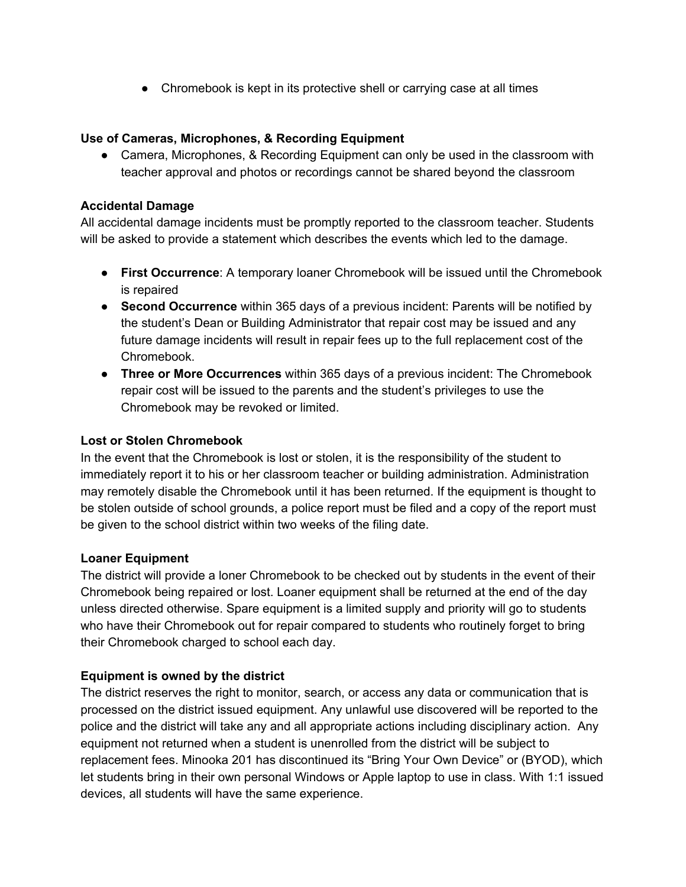- Chromebook is kept in its protective shell or carrying case at all times

**Use of Cameras, Microphones, & Recording Equipment**

- Camera, Microphones, & Recording Equipment can only be used in the classroom with teacher approval and photos or recordings cannot be shared beyond the classroom

**Accidental Damage**

All accidental damage incidents must be promptly reported to the classroom teacher. Students will be asked to provide a statement which describes the events which led to the damage.

- **First Occurrence**: A temporary loaner Chromebook will be issued until the Chromebook is repaired
- **Second Occurrence** within 365 days of a previous incident: Parents will be notified by the student's Dean or Building Administrator that repair cost may be issued and any future damage incidents will result in repair fees up to the full replacement cost of the Chromebook.
- **Three or More Occurrences** within 365 days of a previous incident: The Chromebook repair cost will be issued to the parents and the student's privileges to use the Chromebook may be revoked or limited.

**Lost or Stolen Chromebook**

In the event that the Chromebook is lost or stolen, it is the responsibility of the student to immediately report it to his or her classroom teacher or building administration. Administration may remotely disable the Chromebook until it has been returned. If the equipment is thought to be stolen outside of school grounds, a police report must be filed and a copy of the report must be given to the school district within two weeks of the filing date.

**Loaner Equipment**

The district will provide a loner Chromebook to be checked out by students in the event of their Chromebook being repaired or lost. Loaner equipment shall be returned at the end of the day unless directed otherwise. Spare equipment is a limited supply and priority will go to students who have their Chromebook out for repair compared to students who routinely forget to bring their Chromebook charged to school each day.

**Equipment is owned by the district**

The district reserves the right to monitor, search, or access any data or communication that is processed on the district issued equipment. Any unlawful use discovered will be reported to the police and the district will take any and all appropriate actions including disciplinary action. Any equipment not returned when a student is unenrolled from the district will be subject to replacement fees. Minooka 201 has discontinued its "Bring Your Own Device" or (BYOD), which let students bring in their own personal Windows or Apple laptop to use in class. With 1:1 issued devices, all students will have the same experience.